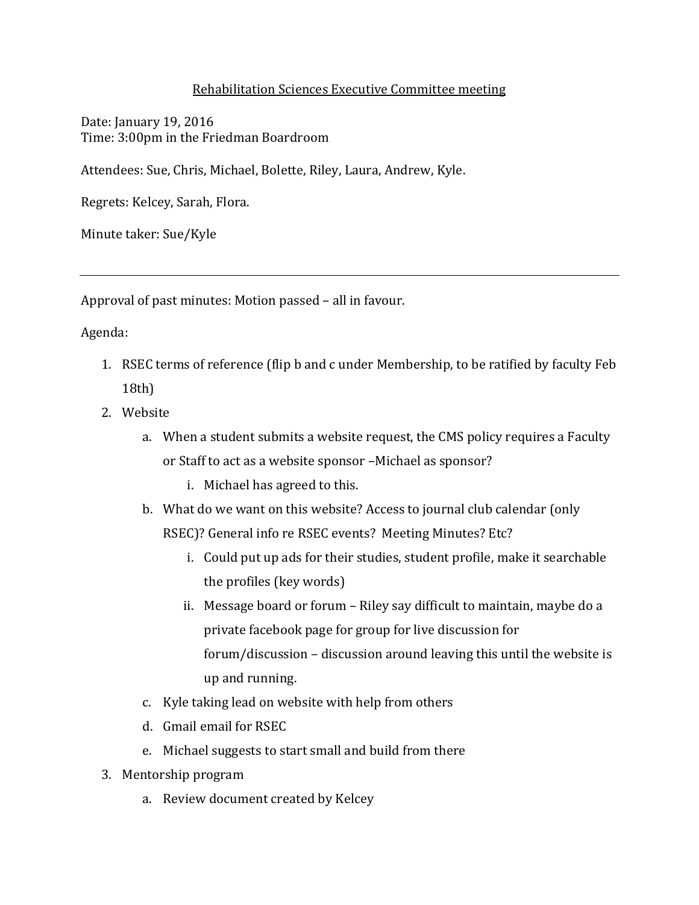# Rehabilitation Sciences Executive Committee meeting

Date: January 19, 2016
Time: 3:00pm in the Friedman Boardroom

Attendees: Sue, Chris, Michael, Bolette, Riley, Laura, Andrew, Kyle.

Regrets: Kelcey, Sarah, Flora.

Minute taker: Sue/Kyle

---

Approval of past minutes: Motion passed – all in favour.

Agenda:

1. RSEC terms of reference (flip b and c under Membership, to be ratified by faculty Feb 18th)
2. Website
    a. When a student submits a website request, the CMS policy requires a Faculty or Staff to act as a website sponsor –Michael as sponsor?
        i. Michael has agreed to this.
    b. What do we want on this website? Access to journal club calendar (only RSEC)? General info re RSEC events? Meeting Minutes? Etc?
        i. Could put up ads for their studies, student profile, make it searchable the profiles (key words)
        ii. Message board or forum – Riley say difficult to maintain, maybe do a private facebook page for group for live discussion for forum/discussion – discussion around leaving this until the website is up and running.
    c. Kyle taking lead on website with help from others
    d. Gmail email for RSEC
    e. Michael suggests to start small and build from there
3. Mentorship program
    a. Review document created by Kelcey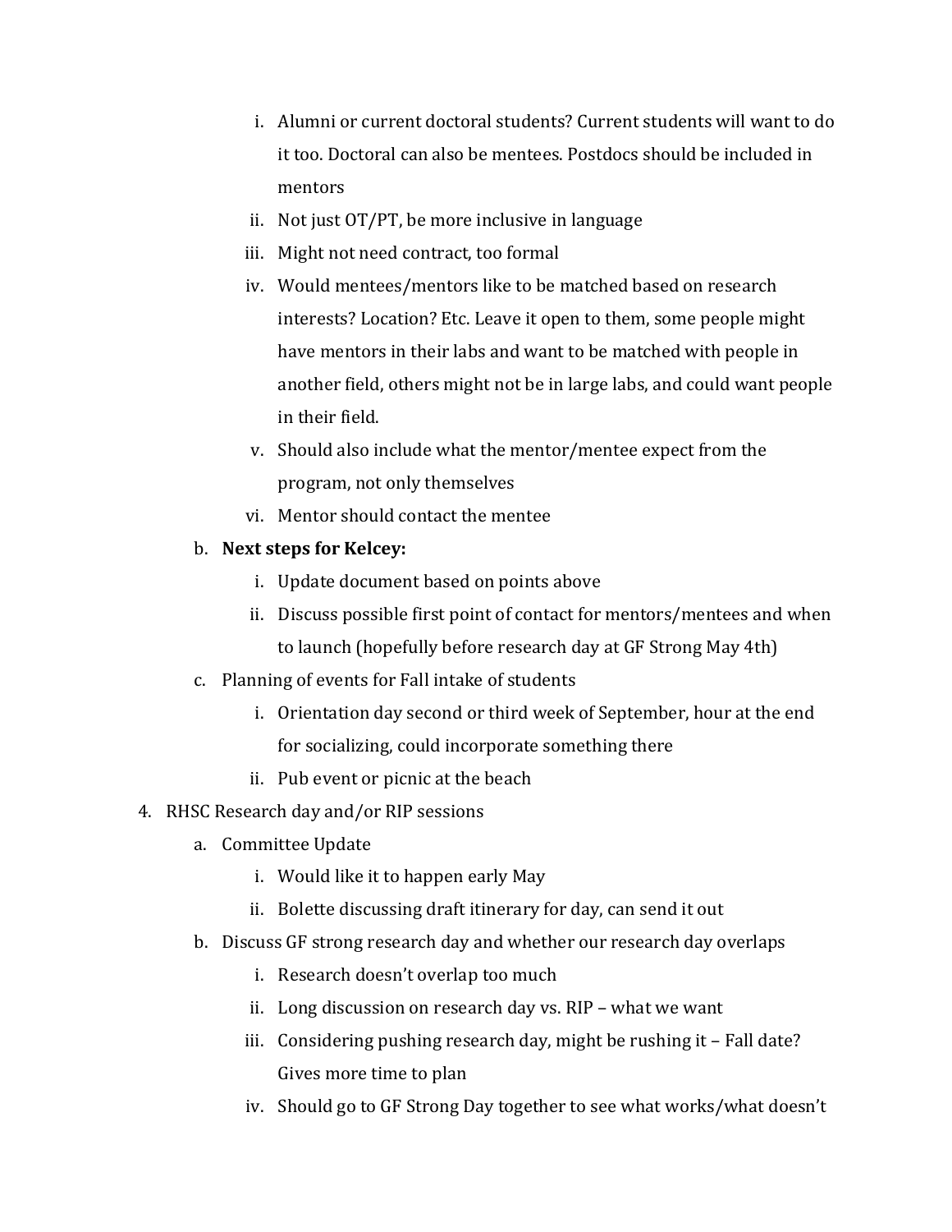i. Alumni or current doctoral students? Current students will want to do it too. Doctoral can also be mentees. Postdocs should be included in mentors
ii. Not just OT/PT, be more inclusive in language
iii. Might not need contract, too formal
iv. Would mentees/mentors like to be matched based on research interests? Location? Etc. Leave it open to them, some people might have mentors in their labs and want to be matched with people in another field, others might not be in large labs, and could want people in their field.
v. Should also include what the mentor/mentee expect from the program, not only themselves
vi. Mentor should contact the mentee

b. **Next steps for Kelcey:**
   i. Update document based on points above
   ii. Discuss possible first point of contact for mentors/mentees and when to launch (hopefully before research day at GF Strong May 4th)

c. Planning of events for Fall intake of students
   i. Orientation day second or third week of September, hour at the end for socializing, could incorporate something there
   ii. Pub event or picnic at the beach

4. RHSC Research day and/or RIP sessions
   a. Committee Update
      i. Would like it to happen early May
      ii. Bolette discussing draft itinerary for day, can send it out
   b. Discuss GF strong research day and whether our research day overlaps
      i. Research doesn't overlap too much
      ii. Long discussion on research day vs. RIP – what we want
      iii. Considering pushing research day, might be rushing it – Fall date? Gives more time to plan
      iv. Should go to GF Strong Day together to see what works/what doesn't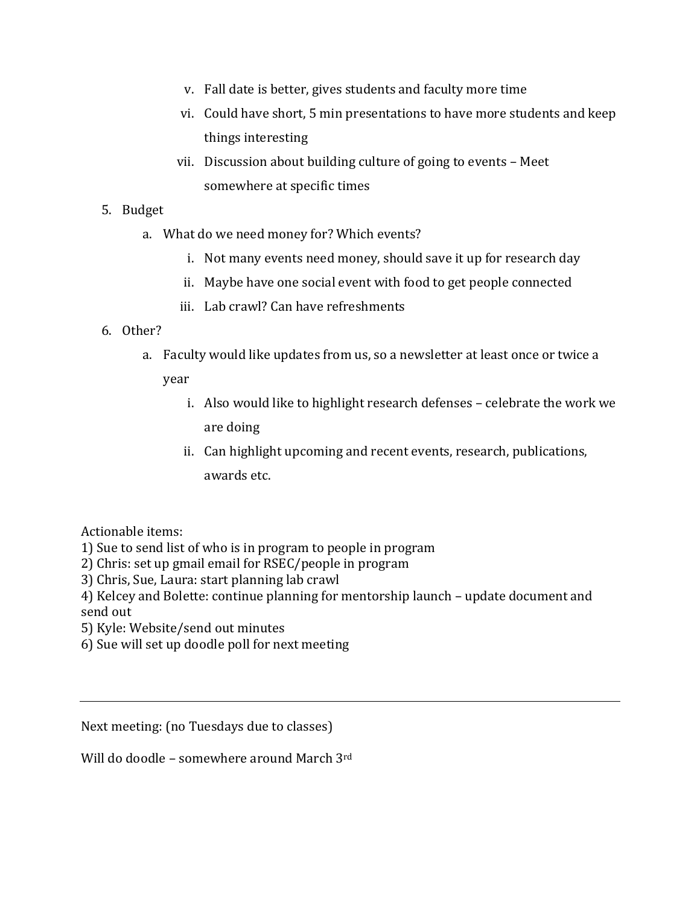v. Fall date is better, gives students and faculty more time
   vi. Could have short, 5 min presentations to have more students and keep things interesting
   vii. Discussion about building culture of going to events – Meet somewhere at specific times

5. Budget
   a. What do we need money for? Which events?
      i. Not many events need money, should save it up for research day
      ii. Maybe have one social event with food to get people connected
      iii. Lab crawl? Can have refreshments

6. Other?
   a. Faculty would like updates from us, so a newsletter at least once or twice a year
      i. Also would like to highlight research defenses – celebrate the work we are doing
      ii. Can highlight upcoming and recent events, research, publications, awards etc.

Actionable items:
1) Sue to send list of who is in program to people in program
2) Chris: set up gmail email for RSEC/people in program
3) Chris, Sue, Laura: start planning lab crawl
4) Kelcey and Bolette: continue planning for mentorship launch – update document and send out
5) Kyle: Website/send out minutes
6) Sue will set up doodle poll for next meeting

---

Next meeting: (no Tuesdays due to classes)

Will do doodle – somewhere around March 3rd